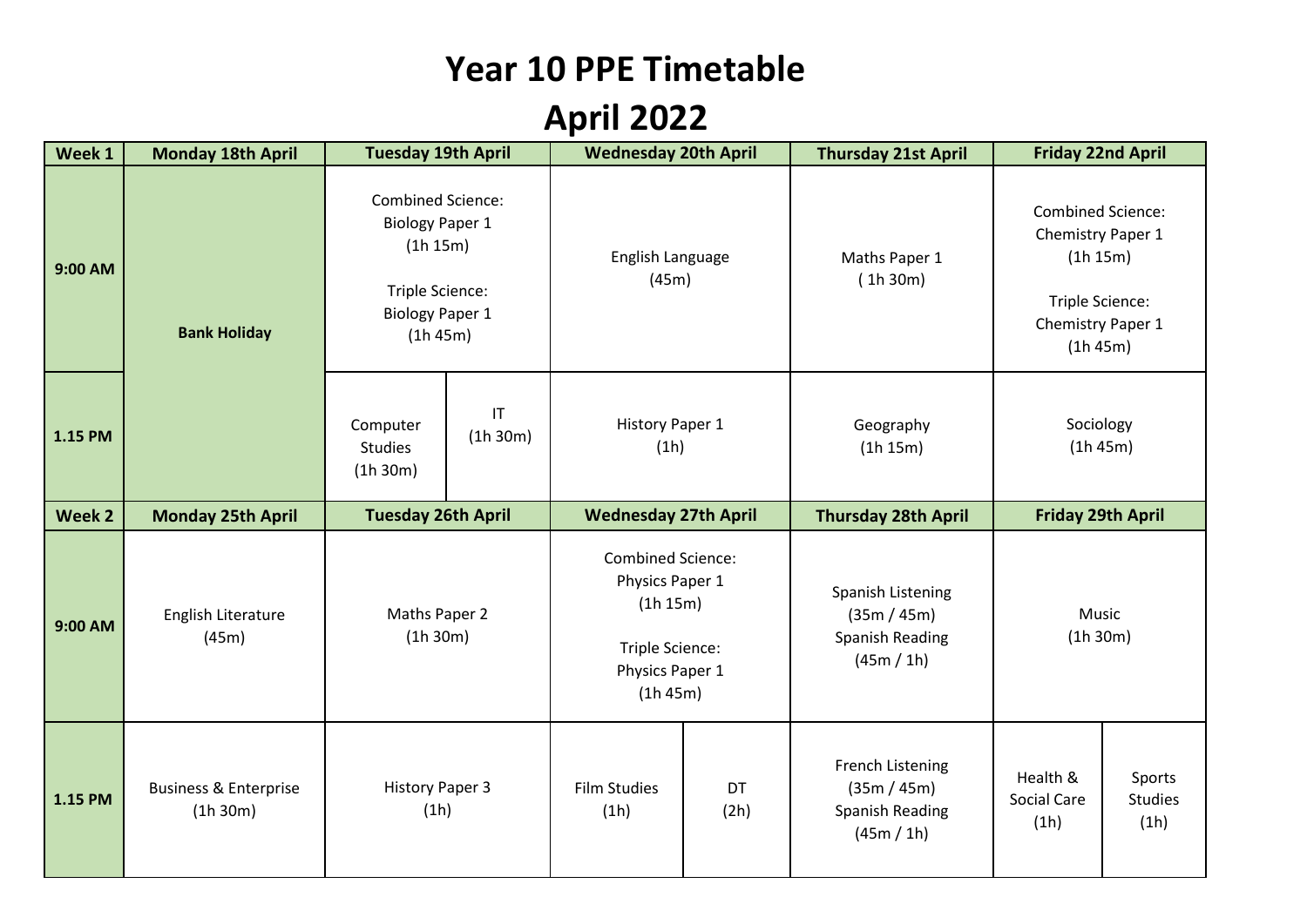# Year 10 PPE Timetable

# April 2022

| Week 1 | Monday 18th April | Tuesday 19th April | | Wednesday 20th April | | Thursday 21st April | Friday 22nd April | |
|---|---|---|---|---|---|---|---|---|
| 9:00 AM | Bank Holiday | Combined Science: Biology Paper 1 (1h 15m)<br><br>Triple Science: Biology Paper 1 (1h 45m) | | English Language (45m) | | Maths Paper 1 ( 1h 30m) | Combined Science: Chemistry Paper 1 (1h 15m)<br><br>Triple Science: Chemistry Paper 1 (1h 45m) | |
| 1.15 PM | | Computer Studies (1h 30m) | IT (1h 30m) | History Paper 1 (1h) | | Geography (1h 15m) | Sociology (1h 45m) | |
| **Week 2** | **Monday 25th April** | **Tuesday 26th April** | | **Wednesday 27th April** | | **Thursday 28th April** | **Friday 29th April** | |
| 9:00 AM | English Literature (45m) | Maths Paper 2 (1h 30m) | | Combined Science: Physics Paper 1 (1h 15m)<br><br>Triple Science: Physics Paper 1 (1h 45m) | | Spanish Listening (35m / 45m)<br>Spanish Reading (45m / 1h) | Music (1h 30m) | |
| 1.15 PM | Business & Enterprise (1h 30m) | History Paper 3 (1h) | | Film Studies (1h) | DT (2h) | French Listening (35m / 45m)<br>Spanish Reading (45m / 1h) | Health & Social Care (1h) | Sports Studies (1h) |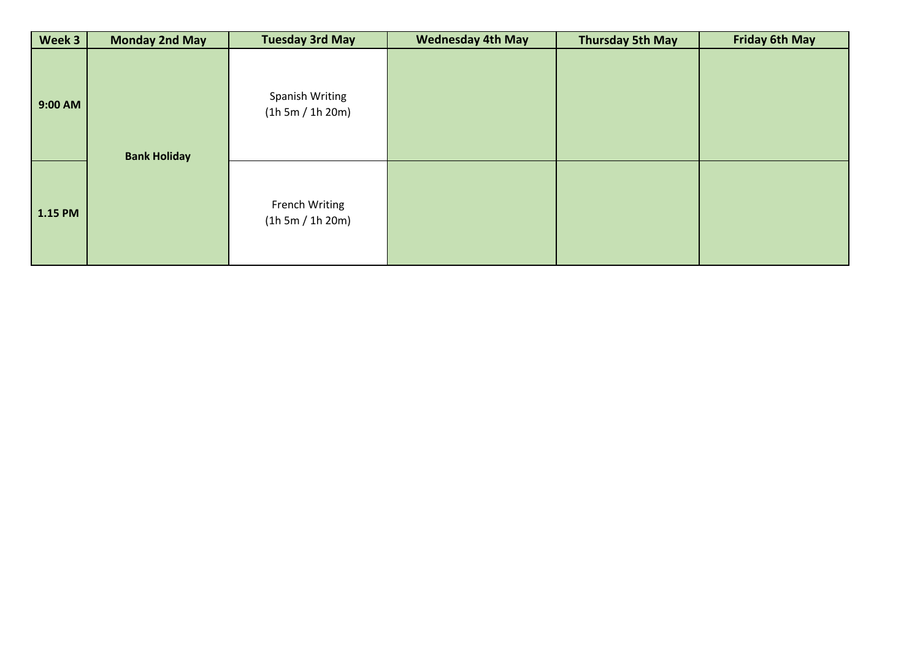| Week 3 | Monday 2nd May | Tuesday 3rd May | Wednesday 4th May | Thursday 5th May | Friday 6th May |
|---|---|---|---|---|---|
| **9:00 AM** | **Bank Holiday** | Spanish Writing (1h 5m / 1h 20m) | | | |
| **1.15 PM** | | French Writing (1h 5m / 1h 20m) | | | |